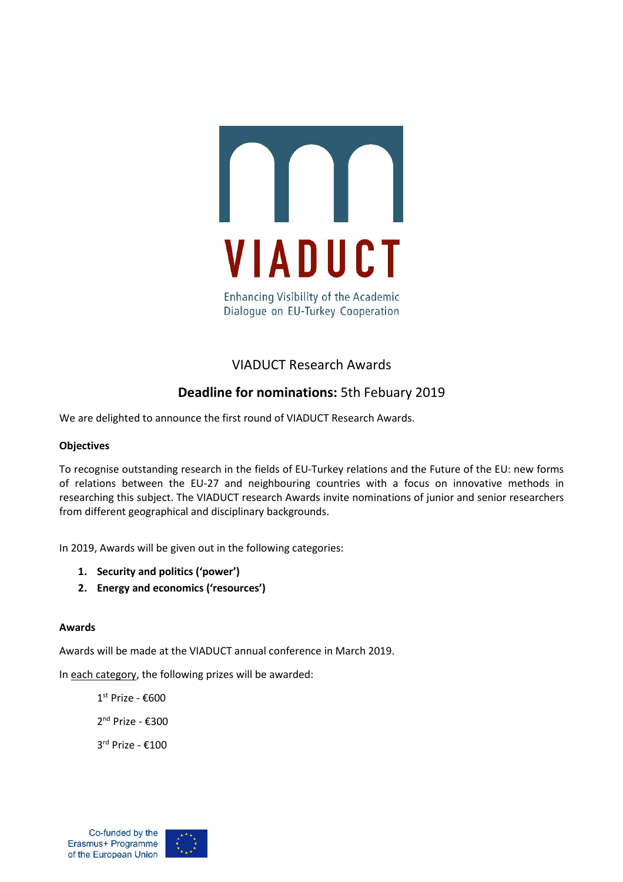VIADUCT

Enhancing Visibility of the Academic Dialogue on EU-Turkey Cooperation

# VIADUCT Research Awards

## **Deadline for nominations:** 5th Febuary 2019

We are delighted to announce the first round of VIADUCT Research Awards.

**Objectives**

To recognise outstanding research in the fields of EU-Turkey relations and the Future of the EU: new forms of relations between the EU-27 and neighbouring countries with a focus on innovative methods in researching this subject. The VIADUCT research Awards invite nominations of junior and senior researchers from different geographical and disciplinary backgrounds.

In 2019, Awards will be given out in the following categories:

1. **Security and politics ('power')**
2. **Energy and economics ('resources')**

**Awards**

Awards will be made at the VIADUCT annual conference in March 2019.

In each category, the following prizes will be awarded:

1st Prize - €600

2nd Prize - €300

3rd Prize - €100

Co-funded by the Erasmus+ Programme of the European Union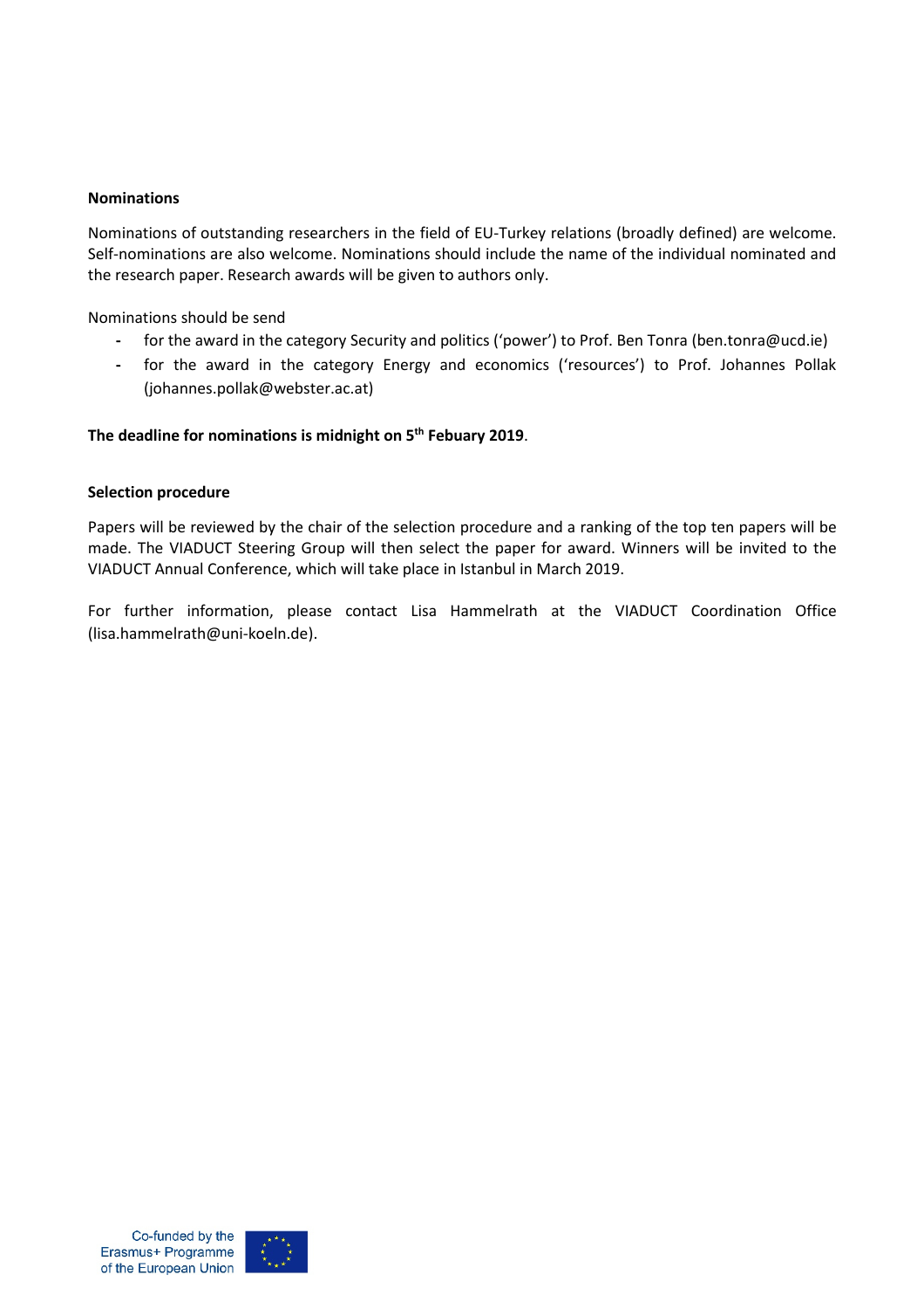**Nominations**

Nominations of outstanding researchers in the field of EU-Turkey relations (broadly defined) are welcome. Self-nominations are also welcome. Nominations should include the name of the individual nominated and the research paper. Research awards will be given to authors only.

Nominations should be send

- for the award in the category Security and politics ('power') to Prof. Ben Tonra (ben.tonra@ucd.ie)
- for the award in the category Energy and economics ('resources') to Prof. Johannes Pollak (johannes.pollak@webster.ac.at)

**The deadline for nominations is midnight on 5th Febuary 2019**.

**Selection procedure**

Papers will be reviewed by the chair of the selection procedure and a ranking of the top ten papers will be made. The VIADUCT Steering Group will then select the paper for award. Winners will be invited to the VIADUCT Annual Conference, which will take place in Istanbul in March 2019.

For further information, please contact Lisa Hammelrath at the VIADUCT Coordination Office (lisa.hammelrath@uni-koeln.de).

Co-funded by the Erasmus+ Programme of the European Union